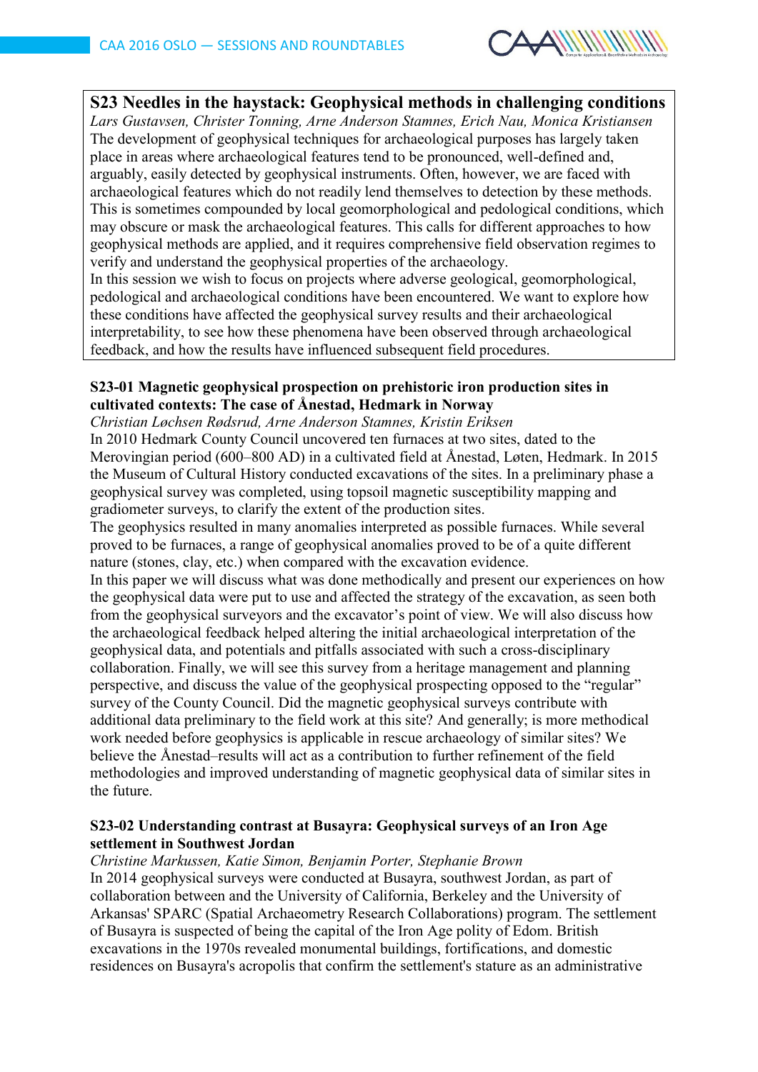## S23 Needles in the haystack: Geophysical methods in challenging conditions

*Lars Gustavsen, Christer Tonning, Arne Anderson Stamnes, Erich Nau, Monica Kristiansen*

The development of geophysical techniques for archaeological purposes has largely taken place in areas where archaeological features tend to be pronounced, well-defined and, arguably, easily detected by geophysical instruments. Often, however, we are faced with archaeological features which do not readily lend themselves to detection by these methods. This is sometimes compounded by local geomorphological and pedological conditions, which may obscure or mask the archaeological features. This calls for different approaches to how geophysical methods are applied, and it requires comprehensive field observation regimes to verify and understand the geophysical properties of the archaeology.

In this session we wish to focus on projects where adverse geological, geomorphological, pedological and archaeological conditions have been encountered. We want to explore how these conditions have affected the geophysical survey results and their archaeological interpretability, to see how these phenomena have been observed through archaeological feedback, and how the results have influenced subsequent field procedures.

### S23-01 Magnetic geophysical prospection on prehistoric iron production sites in cultivated contexts: The case of Ånestad, Hedmark in Norway

*Christian Løchsen Rødsrud, Arne Anderson Stamnes, Kristin Eriksen*

In 2010 Hedmark County Council uncovered ten furnaces at two sites, dated to the Merovingian period (600–800 AD) in a cultivated field at Ånestad, Løten, Hedmark. In 2015 the Museum of Cultural History conducted excavations of the sites. In a preliminary phase a geophysical survey was completed, using topsoil magnetic susceptibility mapping and gradiometer surveys, to clarify the extent of the production sites.

The geophysics resulted in many anomalies interpreted as possible furnaces. While several proved to be furnaces, a range of geophysical anomalies proved to be of a quite different nature (stones, clay, etc.) when compared with the excavation evidence.

In this paper we will discuss what was done methodically and present our experiences on how the geophysical data were put to use and affected the strategy of the excavation, as seen both from the geophysical surveyors and the excavator's point of view. We will also discuss how the archaeological feedback helped altering the initial archaeological interpretation of the geophysical data, and potentials and pitfalls associated with such a cross-disciplinary collaboration. Finally, we will see this survey from a heritage management and planning perspective, and discuss the value of the geophysical prospecting opposed to the "regular" survey of the County Council. Did the magnetic geophysical surveys contribute with additional data preliminary to the field work at this site? And generally; is more methodical work needed before geophysics is applicable in rescue archaeology of similar sites? We believe the Ånestad–results will act as a contribution to further refinement of the field methodologies and improved understanding of magnetic geophysical data of similar sites in the future.

### S23-02 Understanding contrast at Busayra: Geophysical surveys of an Iron Age settlement in Southwest Jordan

*Christine Markussen, Katie Simon, Benjamin Porter, Stephanie Brown*

In 2014 geophysical surveys were conducted at Busayra, southwest Jordan, as part of collaboration between and the University of California, Berkeley and the University of Arkansas' SPARC (Spatial Archaeometry Research Collaborations) program. The settlement of Busayra is suspected of being the capital of the Iron Age polity of Edom. British excavations in the 1970s revealed monumental buildings, fortifications, and domestic residences on Busayra's acropolis that confirm the settlement's stature as an administrative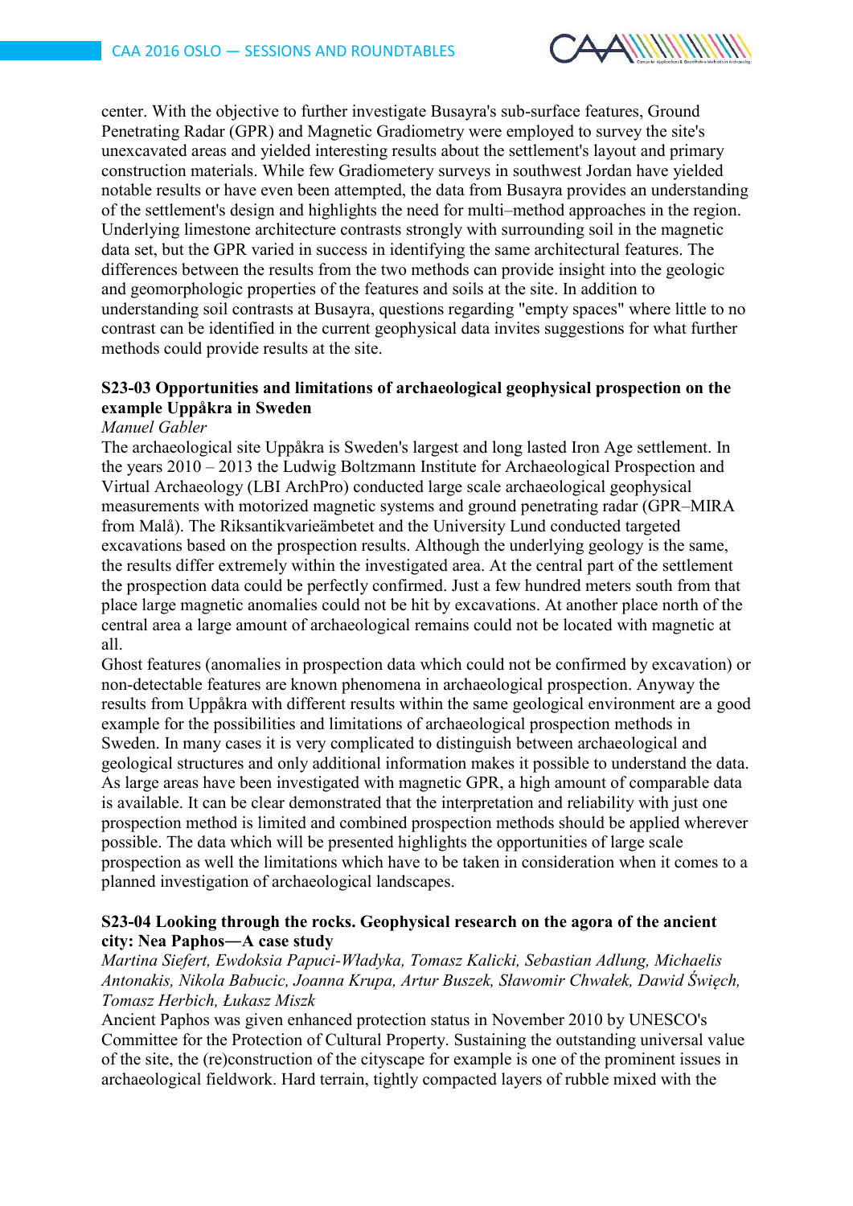center. With the objective to further investigate Busayra's sub-surface features, Ground Penetrating Radar (GPR) and Magnetic Gradiometry were employed to survey the site's unexcavated areas and yielded interesting results about the settlement's layout and primary construction materials. While few Gradiometery surveys in southwest Jordan have yielded notable results or have even been attempted, the data from Busayra provides an understanding of the settlement's design and highlights the need for multi–method approaches in the region. Underlying limestone architecture contrasts strongly with surrounding soil in the magnetic data set, but the GPR varied in success in identifying the same architectural features. The differences between the results from the two methods can provide insight into the geologic and geomorphologic properties of the features and soils at the site. In addition to understanding soil contrasts at Busayra, questions regarding "empty spaces" where little to no contrast can be identified in the current geophysical data invites suggestions for what further methods could provide results at the site.

### S23-03 Opportunities and limitations of archaeological geophysical prospection on the example Uppåkra in Sweden

*Manuel Gabler*

The archaeological site Uppåkra is Sweden's largest and long lasted Iron Age settlement. In the years 2010 – 2013 the Ludwig Boltzmann Institute for Archaeological Prospection and Virtual Archaeology (LBI ArchPro) conducted large scale archaeological geophysical measurements with motorized magnetic systems and ground penetrating radar (GPR–MIRA from Malå). The Riksantikvarieämbetet and the University Lund conducted targeted excavations based on the prospection results. Although the underlying geology is the same, the results differ extremely within the investigated area. At the central part of the settlement the prospection data could be perfectly confirmed. Just a few hundred meters south from that place large magnetic anomalies could not be hit by excavations. At another place north of the central area a large amount of archaeological remains could not be located with magnetic at all.

Ghost features (anomalies in prospection data which could not be confirmed by excavation) or non-detectable features are known phenomena in archaeological prospection. Anyway the results from Uppåkra with different results within the same geological environment are a good example for the possibilities and limitations of archaeological prospection methods in Sweden. In many cases it is very complicated to distinguish between archaeological and geological structures and only additional information makes it possible to understand the data. As large areas have been investigated with magnetic GPR, a high amount of comparable data is available. It can be clear demonstrated that the interpretation and reliability with just one prospection method is limited and combined prospection methods should be applied wherever possible. The data which will be presented highlights the opportunities of large scale prospection as well the limitations which have to be taken in consideration when it comes to a planned investigation of archaeological landscapes.

### S23-04 Looking through the rocks. Geophysical research on the agora of the ancient city: Nea Paphos—A case study

*Martina Siefert, Ewdoksia Papuci-Władyka, Tomasz Kalicki, Sebastian Adlung, Michaelis Antonakis, Nikola Babucic, Joanna Krupa, Artur Buszek, Sławomir Chwałek, Dawid Święch, Tomasz Herbich, Łukasz Miszk*

Ancient Paphos was given enhanced protection status in November 2010 by UNESCO's Committee for the Protection of Cultural Property. Sustaining the outstanding universal value of the site, the (re)construction of the cityscape for example is one of the prominent issues in archaeological fieldwork. Hard terrain, tightly compacted layers of rubble mixed with the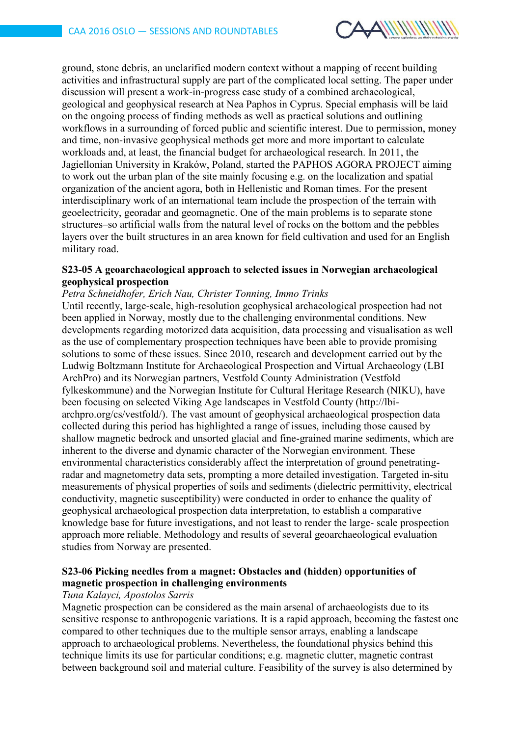ground, stone debris, an unclarified modern context without a mapping of recent building activities and infrastructural supply are part of the complicated local setting. The paper under discussion will present a work-in-progress case study of a combined archaeological, geological and geophysical research at Nea Paphos in Cyprus. Special emphasis will be laid on the ongoing process of finding methods as well as practical solutions and outlining workflows in a surrounding of forced public and scientific interest. Due to permission, money and time, non-invasive geophysical methods get more and more important to calculate workloads and, at least, the financial budget for archaeological research. In 2011, the Jagiellonian University in Kraków, Poland, started the PAPHOS AGORA PROJECT aiming to work out the urban plan of the site mainly focusing e.g. on the localization and spatial organization of the ancient agora, both in Hellenistic and Roman times. For the present interdisciplinary work of an international team include the prospection of the terrain with geoelectricity, georadar and geomagnetic. One of the main problems is to separate stone structures–so artificial walls from the natural level of rocks on the bottom and the pebbles layers over the built structures in an area known for field cultivation and used for an English military road.

### S23-05 A geoarchaeological approach to selected issues in Norwegian archaeological geophysical prospection

*Petra Schneidhofer, Erich Nau, Christer Tonning, Immo Trinks*

Until recently, large-scale, high-resolution geophysical archaeological prospection had not been applied in Norway, mostly due to the challenging environmental conditions. New developments regarding motorized data acquisition, data processing and visualisation as well as the use of complementary prospection techniques have been able to provide promising solutions to some of these issues. Since 2010, research and development carried out by the Ludwig Boltzmann Institute for Archaeological Prospection and Virtual Archaeology (LBI ArchPro) and its Norwegian partners, Vestfold County Administration (Vestfold fylkeskommune) and the Norwegian Institute for Cultural Heritage Research (NIKU), have been focusing on selected Viking Age landscapes in Vestfold County (http://lbi-archpro.org/cs/vestfold/). The vast amount of geophysical archaeological prospection data collected during this period has highlighted a range of issues, including those caused by shallow magnetic bedrock and unsorted glacial and fine-grained marine sediments, which are inherent to the diverse and dynamic character of the Norwegian environment. These environmental characteristics considerably affect the interpretation of ground penetrating-radar and magnetometry data sets, prompting a more detailed investigation. Targeted in-situ measurements of physical properties of soils and sediments (dielectric permittivity, electrical conductivity, magnetic susceptibility) were conducted in order to enhance the quality of geophysical archaeological prospection data interpretation, to establish a comparative knowledge base for future investigations, and not least to render the large- scale prospection approach more reliable. Methodology and results of several geoarchaeological evaluation studies from Norway are presented.

### S23-06 Picking needles from a magnet: Obstacles and (hidden) opportunities of magnetic prospection in challenging environments

*Tuna Kalayci, Apostolos Sarris*

Magnetic prospection can be considered as the main arsenal of archaeologists due to its sensitive response to anthropogenic variations. It is a rapid approach, becoming the fastest one compared to other techniques due to the multiple sensor arrays, enabling a landscape approach to archaeological problems. Nevertheless, the foundational physics behind this technique limits its use for particular conditions; e.g. magnetic clutter, magnetic contrast between background soil and material culture. Feasibility of the survey is also determined by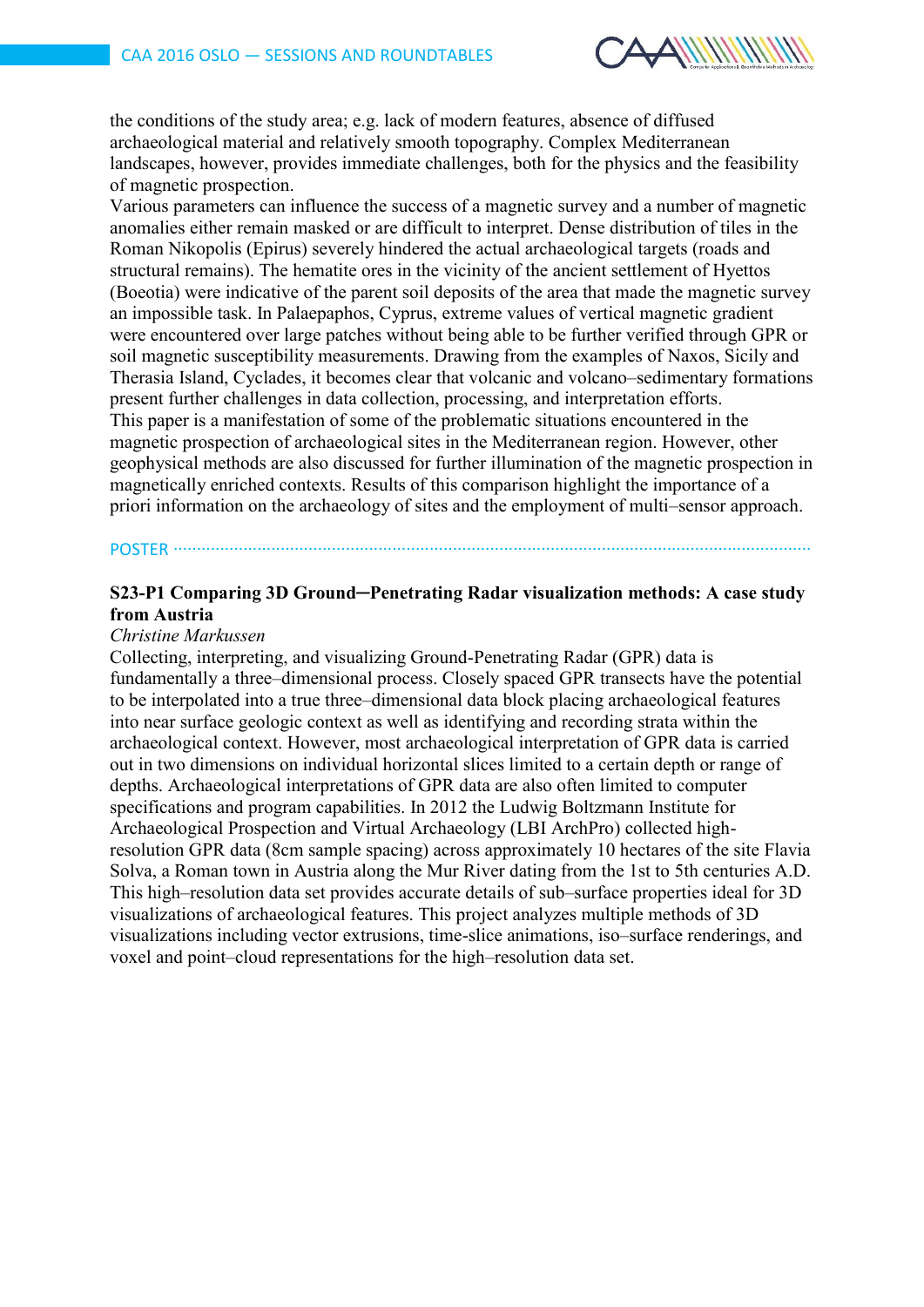the conditions of the study area; e.g. lack of modern features, absence of diffused archaeological material and relatively smooth topography. Complex Mediterranean landscapes, however, provides immediate challenges, both for the physics and the feasibility of magnetic prospection.

Various parameters can influence the success of a magnetic survey and a number of magnetic anomalies either remain masked or are difficult to interpret. Dense distribution of tiles in the Roman Nikopolis (Epirus) severely hindered the actual archaeological targets (roads and structural remains). The hematite ores in the vicinity of the ancient settlement of Hyettos (Boeotia) were indicative of the parent soil deposits of the area that made the magnetic survey an impossible task. In Palaepaphos, Cyprus, extreme values of vertical magnetic gradient were encountered over large patches without being able to be further verified through GPR or soil magnetic susceptibility measurements. Drawing from the examples of Naxos, Sicily and Therasia Island, Cyclades, it becomes clear that volcanic and volcano–sedimentary formations present further challenges in data collection, processing, and interpretation efforts.

This paper is a manifestation of some of the problematic situations encountered in the magnetic prospection of archaeological sites in the Mediterranean region. However, other geophysical methods are also discussed for further illumination of the magnetic prospection in magnetically enriched contexts. Results of this comparison highlight the importance of a priori information on the archaeology of sites and the employment of multi–sensor approach.

POSTER

### S23-P1 Comparing 3D Ground─Penetrating Radar visualization methods: A case study from Austria

*Christine Markussen*

Collecting, interpreting, and visualizing Ground-Penetrating Radar (GPR) data is fundamentally a three–dimensional process. Closely spaced GPR transects have the potential to be interpolated into a true three–dimensional data block placing archaeological features into near surface geologic context as well as identifying and recording strata within the archaeological context. However, most archaeological interpretation of GPR data is carried out in two dimensions on individual horizontal slices limited to a certain depth or range of depths. Archaeological interpretations of GPR data are also often limited to computer specifications and program capabilities. In 2012 the Ludwig Boltzmann Institute for Archaeological Prospection and Virtual Archaeology (LBI ArchPro) collected high-resolution GPR data (8cm sample spacing) across approximately 10 hectares of the site Flavia Solva, a Roman town in Austria along the Mur River dating from the 1st to 5th centuries A.D. This high–resolution data set provides accurate details of sub–surface properties ideal for 3D visualizations of archaeological features. This project analyzes multiple methods of 3D visualizations including vector extrusions, time-slice animations, iso–surface renderings, and voxel and point–cloud representations for the high–resolution data set.